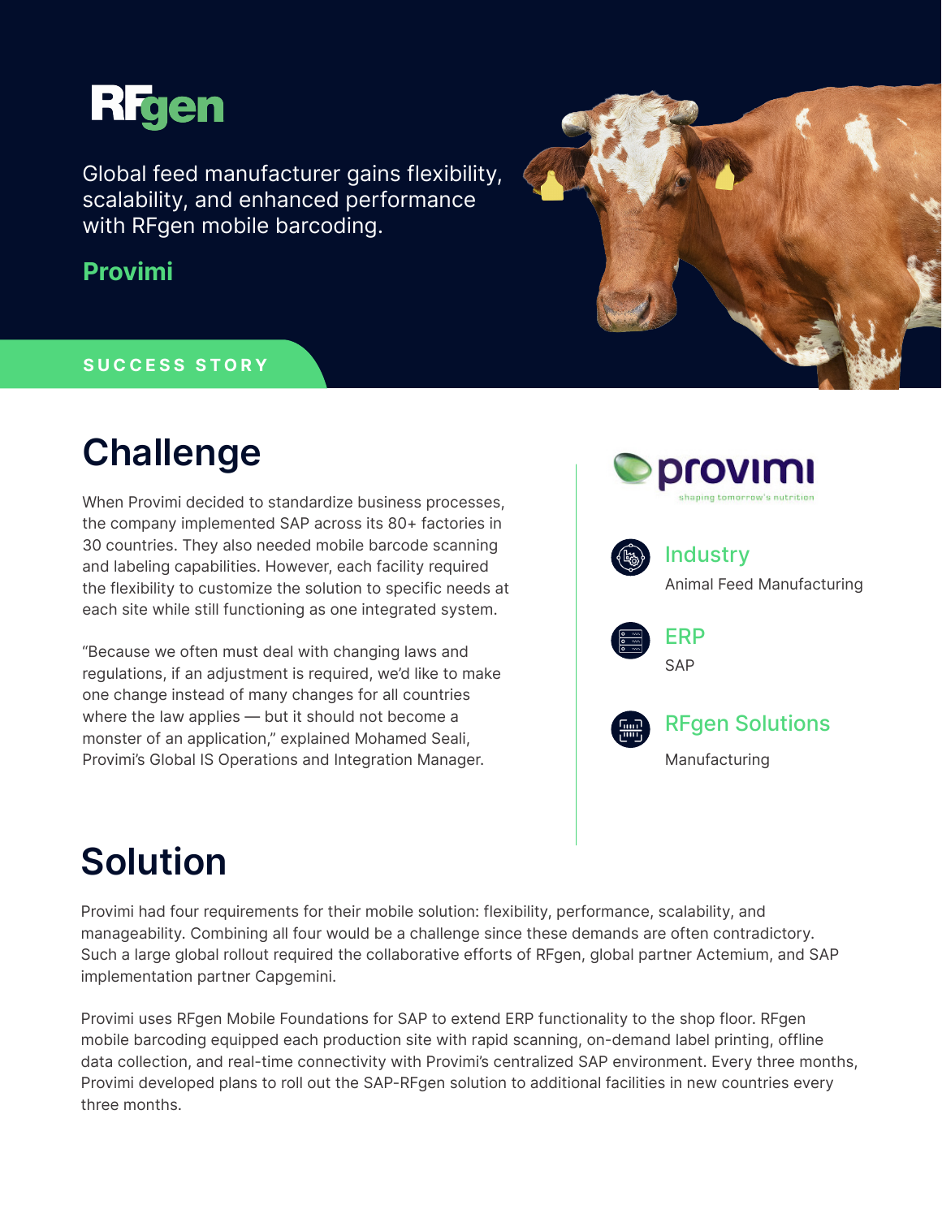RFgen

Global feed manufacturer gains flexibility, scalability, and enhanced performance with RFgen mobile barcoding.

**Provimi**

SUCCESS STORY

# Challenge

When Provimi decided to standardize business processes, the company implemented SAP across its 80+ factories in 30 countries. They also needed mobile barcode scanning and labeling capabilities. However, each facility required the flexibility to customize the solution to specific needs at each site while still functioning as one integrated system.

"Because we often must deal with changing laws and regulations, if an adjustment is required, we'd like to make one change instead of many changes for all countries where the law applies — but it should not become a monster of an application," explained Mohamed Seali, Provimi's Global IS Operations and Integration Manager.

provimi
shaping tomorrow's nutrition

**Industry**
Animal Feed Manufacturing

**ERP**
SAP

**RFgen Solutions**
Manufacturing

# Solution

Provimi had four requirements for their mobile solution: flexibility, performance, scalability, and manageability. Combining all four would be a challenge since these demands are often contradictory. Such a large global rollout required the collaborative efforts of RFgen, global partner Actemium, and SAP implementation partner Capgemini.

Provimi uses RFgen Mobile Foundations for SAP to extend ERP functionality to the shop floor. RFgen mobile barcoding equipped each production site with rapid scanning, on-demand label printing, offline data collection, and real-time connectivity with Provimi's centralized SAP environment. Every three months, Provimi developed plans to roll out the SAP-RFgen solution to additional facilities in new countries every three months.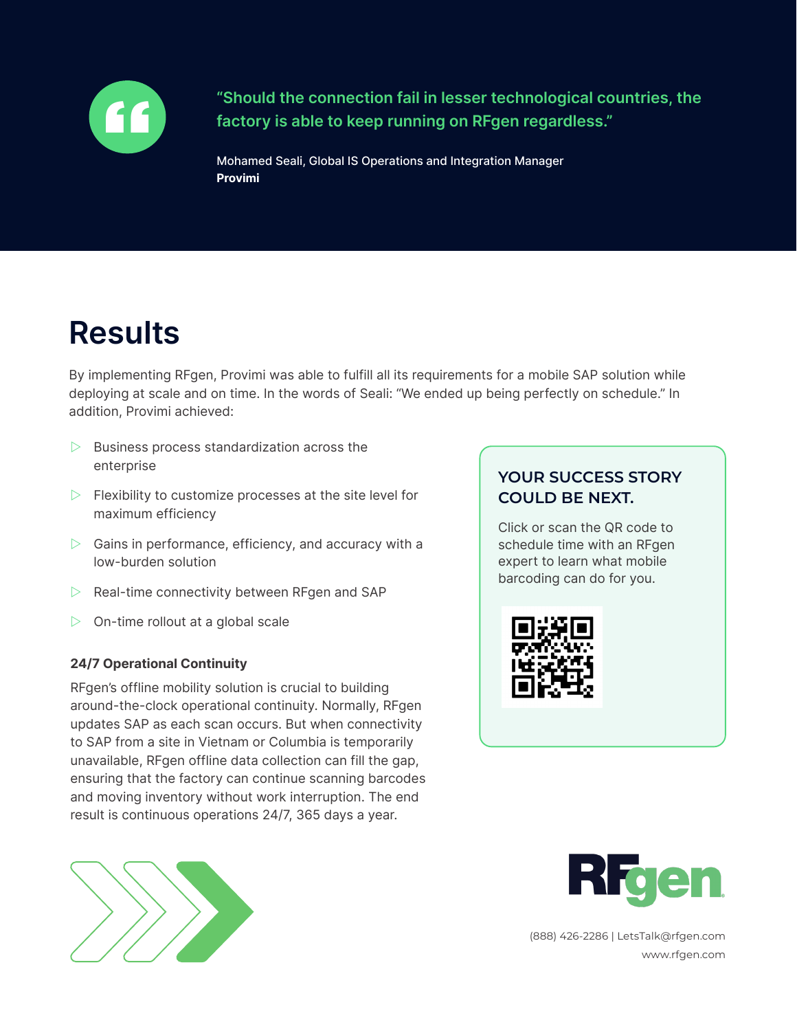"Should the connection fail in lesser technological countries, the factory is able to keep running on RFgen regardless."

Mohamed Seali, Global IS Operations and Integration Manager
**Provimi**

# Results

By implementing RFgen, Provimi was able to fulfill all its requirements for a mobile SAP solution while deploying at scale and on time. In the words of Seali: "We ended up being perfectly on schedule." In addition, Provimi achieved:

- Business process standardization across the enterprise
- Flexibility to customize processes at the site level for maximum efficiency
- Gains in performance, efficiency, and accuracy with a low-burden solution
- Real-time connectivity between RFgen and SAP
- On-time rollout at a global scale

### 24/7 Operational Continuity

RFgen's offline mobility solution is crucial to building around-the-clock operational continuity. Normally, RFgen updates SAP as each scan occurs. But when connectivity to SAP from a site in Vietnam or Columbia is temporarily unavailable, RFgen offline data collection can fill the gap, ensuring that the factory can continue scanning barcodes and moving inventory without work interruption. The end result is continuous operations 24/7, 365 days a year.

**YOUR SUCCESS STORY COULD BE NEXT.**

Click or scan the QR code to schedule time with an RFgen expert to learn what mobile barcoding can do for you.

RFgen

(888) 426-2286 | LetsTalk@rfgen.com
www.rfgen.com